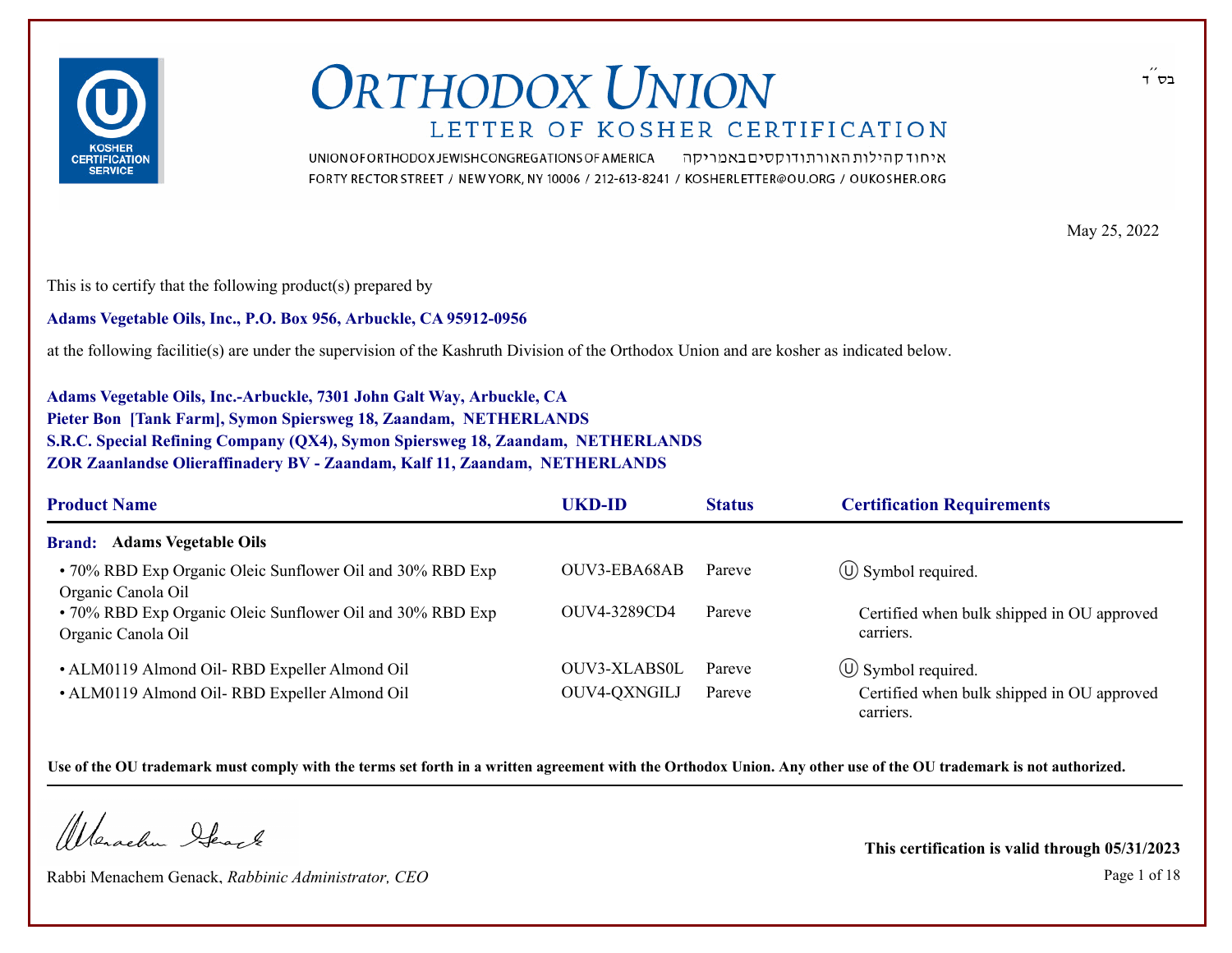בס״ד

# ORTHODOX UNION

## LETTER OF KOSHER CERTIFICATION

UNION OF ORTHODOX JEWISH CONGREGATIONS OF AMERICA איחוד קהילות האורתודוקסים באמריקה

FORTY RECTOR STREET / NEW YORK, NY 10006 / 212-613-8241 / KOSHERLETTER@OU.ORG / OUKOSHER.ORG

May 25, 2022

This is to certify that the following product(s) prepared by

**Adams Vegetable Oils, Inc., P.O. Box 956, Arbuckle, CA 95912-0956**

at the following facilitie(s) are under the supervision of the Kashruth Division of the Orthodox Union and are kosher as indicated below.

**Adams Vegetable Oils, Inc.-Arbuckle, 7301 John Galt Way, Arbuckle, CA**
**Pieter Bon [Tank Farm], Symon Spiersweg 18, Zaandam, NETHERLANDS**
**S.R.C. Special Refining Company (QX4), Symon Spiersweg 18, Zaandam, NETHERLANDS**
**ZOR Zaanlandse Olieraffinadery BV - Zaandam, Kalf 11, Zaandam, NETHERLANDS**

| Product Name | UKD-ID | Status | Certification Requirements |
|---|---|---|---|
| **Brand: Adams Vegetable Oils** | | | |
| • 70% RBD Exp Organic Oleic Sunflower Oil and 30% RBD Exp Organic Canola Oil | OUV3-EBA68AB | Pareve | Ⓤ Symbol required. |
| • 70% RBD Exp Organic Oleic Sunflower Oil and 30% RBD Exp Organic Canola Oil | OUV4-3289CD4 | Pareve | Certified when bulk shipped in OU approved carriers. |
| • ALM0119 Almond Oil- RBD Expeller Almond Oil | OUV3-XLABS0L | Pareve | Ⓤ Symbol required. |
| • ALM0119 Almond Oil- RBD Expeller Almond Oil | OUV4-QXNGILJ | Pareve | Certified when bulk shipped in OU approved carriers. |

**Use of the OU trademark must comply with the terms set forth in a written agreement with the Orthodox Union. Any other use of the OU trademark is not authorized.**

Rabbi Menachem Genack, *Rabbinic Administrator, CEO*

**This certification is valid through 05/31/2023**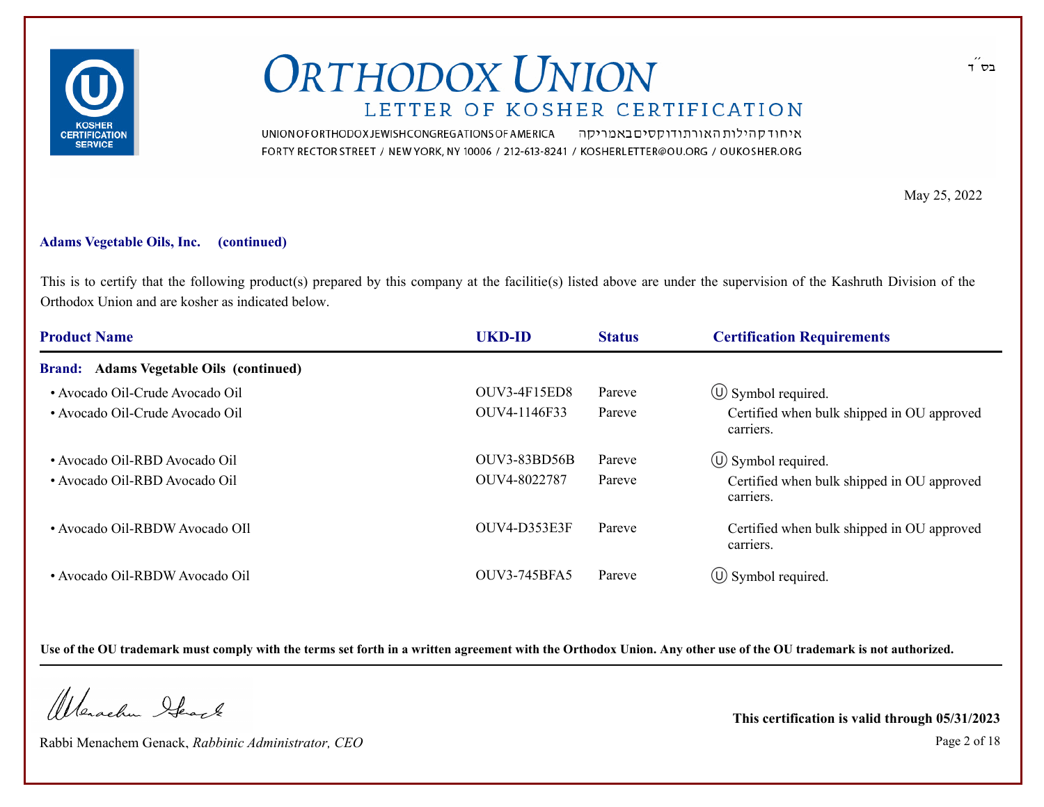בס״ד

# ORTHODOX UNION

## LETTER OF KOSHER CERTIFICATION

UNION OF ORTHODOX JEWISH CONGREGATIONS OF AMERICA איחוד קהילות האורתודוקסים באמריקה
FORTY RECTOR STREET / NEW YORK, NY 10006 / 212-613-8241 / KOSHERLETTER@OU.ORG / OUKOSHER.ORG

May 25, 2022

**Adams Vegetable Oils, Inc. (continued)**

This is to certify that the following product(s) prepared by this company at the facilitie(s) listed above are under the supervision of the Kashruth Division of the Orthodox Union and are kosher as indicated below.

| Product Name | UKD-ID | Status | Certification Requirements |
|---|---|---|---|
| **Brand: Adams Vegetable Oils (continued)** | | | |
| • Avocado Oil-Crude Avocado Oil | OUV3-4F15ED8 | Pareve | Ⓤ Symbol required. |
| • Avocado Oil-Crude Avocado Oil | OUV4-1146F33 | Pareve | Certified when bulk shipped in OU approved carriers. |
| • Avocado Oil-RBD Avocado Oil | OUV3-83BD56B | Pareve | Ⓤ Symbol required. |
| • Avocado Oil-RBD Avocado Oil | OUV4-8022787 | Pareve | Certified when bulk shipped in OU approved carriers. |
| • Avocado Oil-RBDW Avocado OIl | OUV4-D353E3F | Pareve | Certified when bulk shipped in OU approved carriers. |
| • Avocado Oil-RBDW Avocado Oil | OUV3-745BFA5 | Pareve | Ⓤ Symbol required. |

**Use of the OU trademark must comply with the terms set forth in a written agreement with the Orthodox Union. Any other use of the OU trademark is not authorized.**

Rabbi Menachem Genack, *Rabbinic Administrator, CEO*

**This certification is valid through 05/31/2023**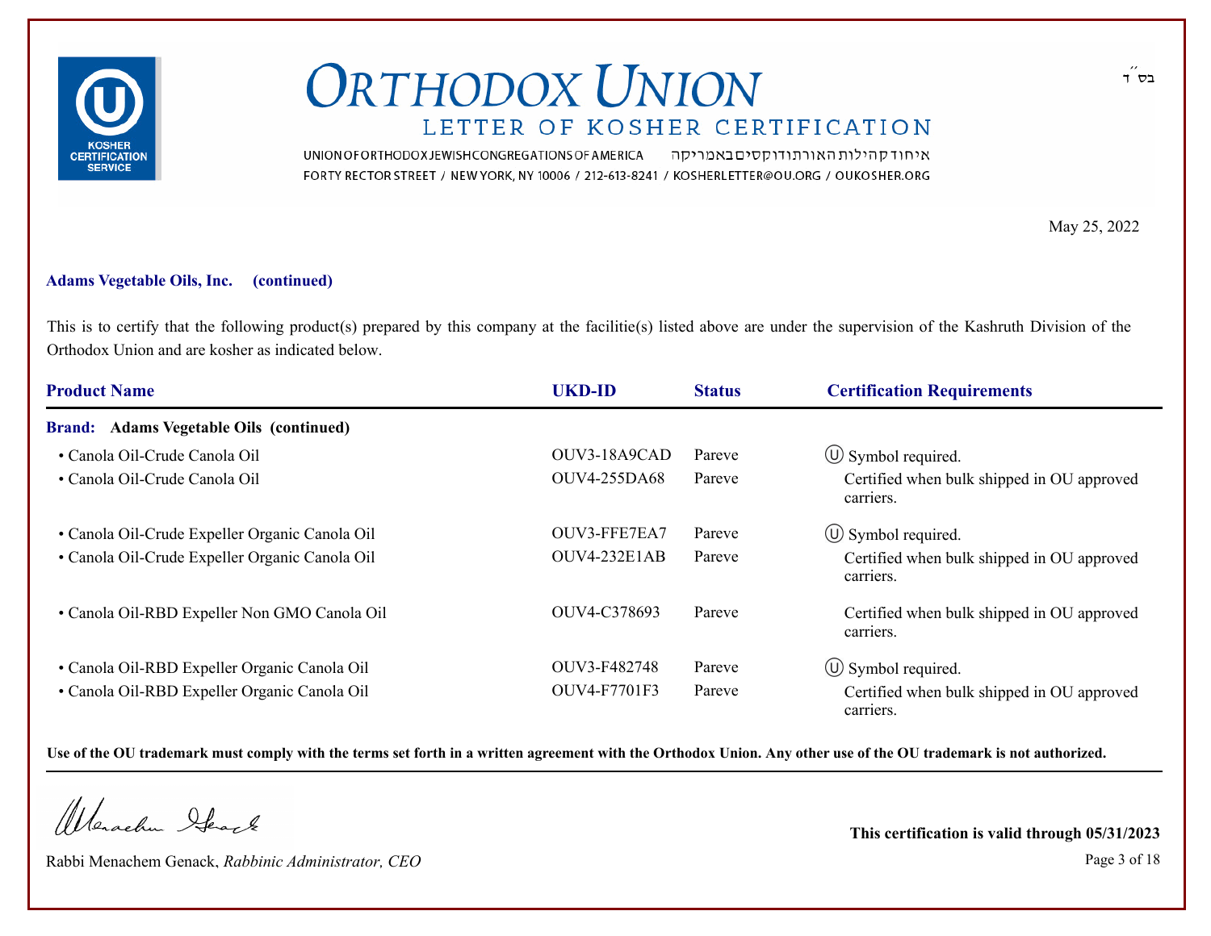# ORTHODOX UNION

## LETTER OF KOSHER CERTIFICATION

UNION OF ORTHODOX JEWISH CONGREGATIONS OF AMERICA איחוד קהילות האורתודוקסים באמריקה
FORTY RECTOR STREET / NEW YORK, NY 10006 / 212-613-8241 / KOSHERLETTER@OU.ORG / OUKOSHER.ORG

בס״ד

May 25, 2022

**Adams Vegetable Oils, Inc. (continued)**

This is to certify that the following product(s) prepared by this company at the facilitie(s) listed above are under the supervision of the Kashruth Division of the Orthodox Union and are kosher as indicated below.

| Product Name | UKD-ID | Status | Certification Requirements |
|---|---|---|---|
| **Brand: Adams Vegetable Oils (continued)** | | | |
| • Canola Oil-Crude Canola Oil | OUV3-18A9CAD | Pareve | Ⓤ Symbol required. |
| • Canola Oil-Crude Canola Oil | OUV4-255DA68 | Pareve | Certified when bulk shipped in OU approved carriers. |
| • Canola Oil-Crude Expeller Organic Canola Oil | OUV3-FFE7EA7 | Pareve | Ⓤ Symbol required. |
| • Canola Oil-Crude Expeller Organic Canola Oil | OUV4-232E1AB | Pareve | Certified when bulk shipped in OU approved carriers. |
| • Canola Oil-RBD Expeller Non GMO Canola Oil | OUV4-C378693 | Pareve | Certified when bulk shipped in OU approved carriers. |
| • Canola Oil-RBD Expeller Organic Canola Oil | OUV3-F482748 | Pareve | Ⓤ Symbol required. |
| • Canola Oil-RBD Expeller Organic Canola Oil | OUV4-F7701F3 | Pareve | Certified when bulk shipped in OU approved carriers. |

**Use of the OU trademark must comply with the terms set forth in a written agreement with the Orthodox Union. Any other use of the OU trademark is not authorized.**

Rabbi Menachem Genack, *Rabbinic Administrator, CEO*

**This certification is valid through 05/31/2023**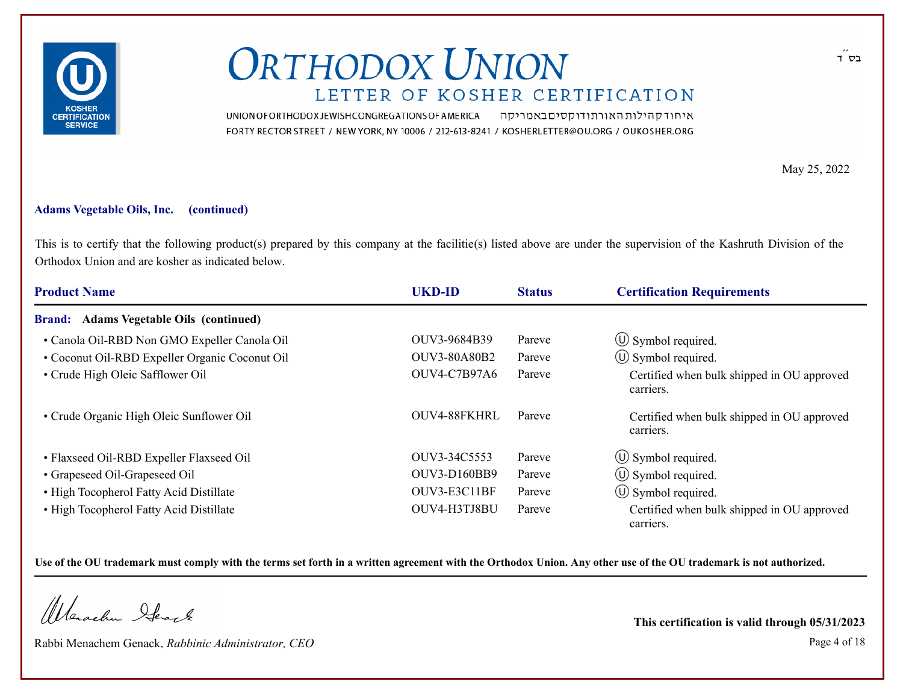בס״ד

# ORTHODOX UNION

## LETTER OF KOSHER CERTIFICATION

UNION OF ORTHODOX JEWISH CONGREGATIONS OF AMERICA איחוד קהילות האורתודוקסים באמריקה
FORTY RECTOR STREET / NEW YORK, NY 10006 / 212-613-8241 / KOSHERLETTER@OU.ORG / OUKOSHER.ORG

May 25, 2022

**Adams Vegetable Oils, Inc. (continued)**

This is to certify that the following product(s) prepared by this company at the facilitie(s) listed above are under the supervision of the Kashruth Division of the Orthodox Union and are kosher as indicated below.

| Product Name | UKD-ID | Status | Certification Requirements |
|---|---|---|---|
| **Brand: Adams Vegetable Oils (continued)** | | | |
| • Canola Oil-RBD Non GMO Expeller Canola Oil | OUV3-9684B39 | Pareve | Ⓤ Symbol required. |
| • Coconut Oil-RBD Expeller Organic Coconut Oil | OUV3-80A80B2 | Pareve | Ⓤ Symbol required. |
| • Crude High Oleic Safflower Oil | OUV4-C7B97A6 | Pareve | Certified when bulk shipped in OU approved carriers. |
| • Crude Organic High Oleic Sunflower Oil | OUV4-88FKHRL | Pareve | Certified when bulk shipped in OU approved carriers. |
| • Flaxseed Oil-RBD Expeller Flaxseed Oil | OUV3-34C5553 | Pareve | Ⓤ Symbol required. |
| • Grapeseed Oil-Grapeseed Oil | OUV3-D160BB9 | Pareve | Ⓤ Symbol required. |
| • High Tocopherol Fatty Acid Distillate | OUV3-E3C11BF | Pareve | Ⓤ Symbol required. |
| • High Tocopherol Fatty Acid Distillate | OUV4-H3TJ8BU | Pareve | Certified when bulk shipped in OU approved carriers. |

**Use of the OU trademark must comply with the terms set forth in a written agreement with the Orthodox Union. Any other use of the OU trademark is not authorized.**

Rabbi Menachem Genack, *Rabbinic Administrator, CEO*

**This certification is valid through 05/31/2023**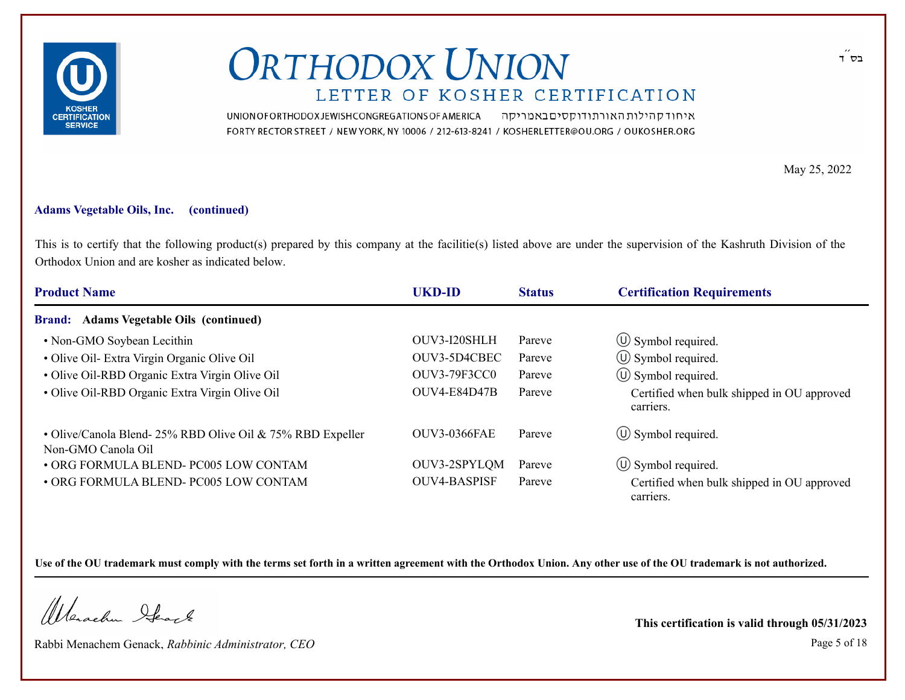# ORTHODOX UNION

## LETTER OF KOSHER CERTIFICATION

UNION OF ORTHODOX JEWISH CONGREGATIONS OF AMERICA איחוד קהילות האורתודוקסים באמריקה
FORTY RECTOR STREET / NEW YORK, NY 10006 / 212-613-8241 / KOSHERLETTER@OU.ORG / OUKOSHER.ORG

בס״ד

May 25, 2022

**Adams Vegetable Oils, Inc. (continued)**

This is to certify that the following product(s) prepared by this company at the facilitie(s) listed above are under the supervision of the Kashruth Division of the Orthodox Union and are kosher as indicated below.

| Product Name | UKD-ID | Status | Certification Requirements |
|---|---|---|---|
| **Brand: Adams Vegetable Oils (continued)** | | | |
| • Non-GMO Soybean Lecithin | OUV3-I20SHLH | Pareve | Ⓤ Symbol required. |
| • Olive Oil- Extra Virgin Organic Olive Oil | OUV3-5D4CBEC | Pareve | Ⓤ Symbol required. |
| • Olive Oil-RBD Organic Extra Virgin Olive Oil | OUV3-79F3CC0 | Pareve | Ⓤ Symbol required. |
| • Olive Oil-RBD Organic Extra Virgin Olive Oil | OUV4-E84D47B | Pareve | Certified when bulk shipped in OU approved carriers. |
| • Olive/Canola Blend- 25% RBD Olive Oil & 75% RBD Expeller Non-GMO Canola Oil | OUV3-0366FAE | Pareve | Ⓤ Symbol required. |
| • ORG FORMULA BLEND- PC005 LOW CONTAM | OUV3-2SPYLQM | Pareve | Ⓤ Symbol required. |
| • ORG FORMULA BLEND- PC005 LOW CONTAM | OUV4-BASPISF | Pareve | Certified when bulk shipped in OU approved carriers. |

**Use of the OU trademark must comply with the terms set forth in a written agreement with the Orthodox Union. Any other use of the OU trademark is not authorized.**

Rabbi Menachem Genack, *Rabbinic Administrator, CEO*

**This certification is valid through 05/31/2023**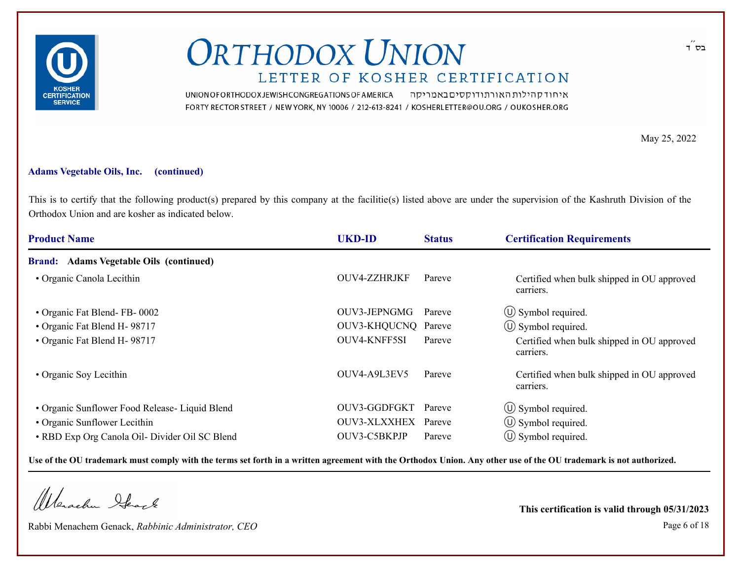# ORTHODOX UNION

## LETTER OF KOSHER CERTIFICATION

בס״ד

UNION OF ORTHODOX JEWISH CONGREGATIONS OF AMERICA איחוד קהילות האורתודוקסים באמריקה
FORTY RECTOR STREET / NEW YORK, NY 10006 / 212-613-8241 / KOSHERLETTER@OU.ORG / OUKOSHER.ORG

May 25, 2022

**Adams Vegetable Oils, Inc. (continued)**

This is to certify that the following product(s) prepared by this company at the facilitie(s) listed above are under the supervision of the Kashruth Division of the Orthodox Union and are kosher as indicated below.

| Product Name | UKD-ID | Status | Certification Requirements |
|---|---|---|---|
| **Brand: Adams Vegetable Oils (continued)** | | | |
| • Organic Canola Lecithin | OUV4-ZZHRJKF | Pareve | Certified when bulk shipped in OU approved carriers. |
| • Organic Fat Blend- FB- 0002 | OUV3-JEPNGMG | Pareve | Ⓤ Symbol required. |
| • Organic Fat Blend H- 98717 | OUV3-KHQUCNQ | Pareve | Ⓤ Symbol required. |
| • Organic Fat Blend H- 98717 | OUV4-KNFF5SI | Pareve | Certified when bulk shipped in OU approved carriers. |
| • Organic Soy Lecithin | OUV4-A9L3EV5 | Pareve | Certified when bulk shipped in OU approved carriers. |
| • Organic Sunflower Food Release- Liquid Blend | OUV3-GGDFGKT | Pareve | Ⓤ Symbol required. |
| • Organic Sunflower Lecithin | OUV3-XLXXHEX | Pareve | Ⓤ Symbol required. |
| • RBD Exp Org Canola Oil- Divider Oil SC Blend | OUV3-C5BKPJP | Pareve | Ⓤ Symbol required. |

**Use of the OU trademark must comply with the terms set forth in a written agreement with the Orthodox Union. Any other use of the OU trademark is not authorized.**

Rabbi Menachem Genack, *Rabbinic Administrator, CEO*

**This certification is valid through 05/31/2023**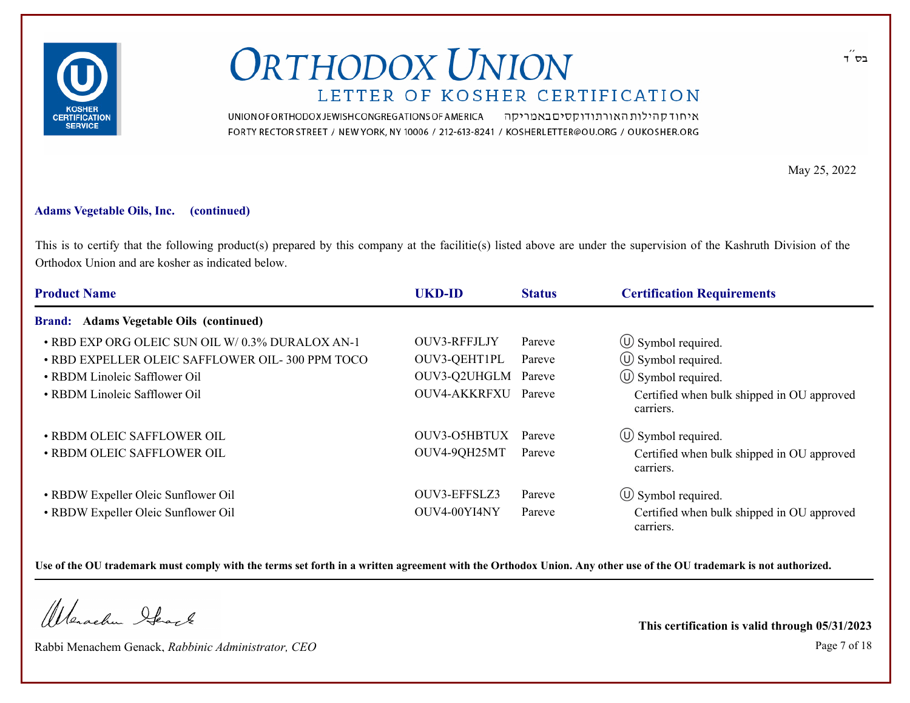# ORTHODOX UNION

## LETTER OF KOSHER CERTIFICATION

UNION OF ORTHODOX JEWISH CONGREGATIONS OF AMERICA איחוד קהילות האורתודוקסים באמריקה
FORTY RECTOR STREET / NEW YORK, NY 10006 / 212-613-8241 / KOSHERLETTER@OU.ORG / OUKOSHER.ORG

בס״ד

May 25, 2022

**Adams Vegetable Oils, Inc. (continued)**

This is to certify that the following product(s) prepared by this company at the facilitie(s) listed above are under the supervision of the Kashruth Division of the Orthodox Union and are kosher as indicated below.

| Product Name | UKD-ID | Status | Certification Requirements |
|---|---|---|---|
| **Brand: Adams Vegetable Oils (continued)** | | | |
| • RBD EXP ORG OLEIC SUN OIL W/ 0.3% DURALOX AN-1 | OUV3-RFFJLJY | Pareve | Ⓤ Symbol required. |
| • RBD EXPELLER OLEIC SAFFLOWER OIL- 300 PPM TOCO | OUV3-QEHT1PL | Pareve | Ⓤ Symbol required. |
| • RBDM Linoleic Safflower Oil | OUV3-Q2UHGLM | Pareve | Ⓤ Symbol required. |
| • RBDM Linoleic Safflower Oil | OUV4-AKKRFXU | Pareve | Certified when bulk shipped in OU approved carriers. |
| • RBDM OLEIC SAFFLOWER OIL | OUV3-O5HBTUX | Pareve | Ⓤ Symbol required. |
| • RBDM OLEIC SAFFLOWER OIL | OUV4-9QH25MT | Pareve | Certified when bulk shipped in OU approved carriers. |
| • RBDW Expeller Oleic Sunflower Oil | OUV3-EFFSLZ3 | Pareve | Ⓤ Symbol required. |
| • RBDW Expeller Oleic Sunflower Oil | OUV4-00YI4NY | Pareve | Certified when bulk shipped in OU approved carriers. |

**Use of the OU trademark must comply with the terms set forth in a written agreement with the Orthodox Union. Any other use of the OU trademark is not authorized.**

Rabbi Menachem Genack, *Rabbinic Administrator, CEO*

**This certification is valid through 05/31/2023**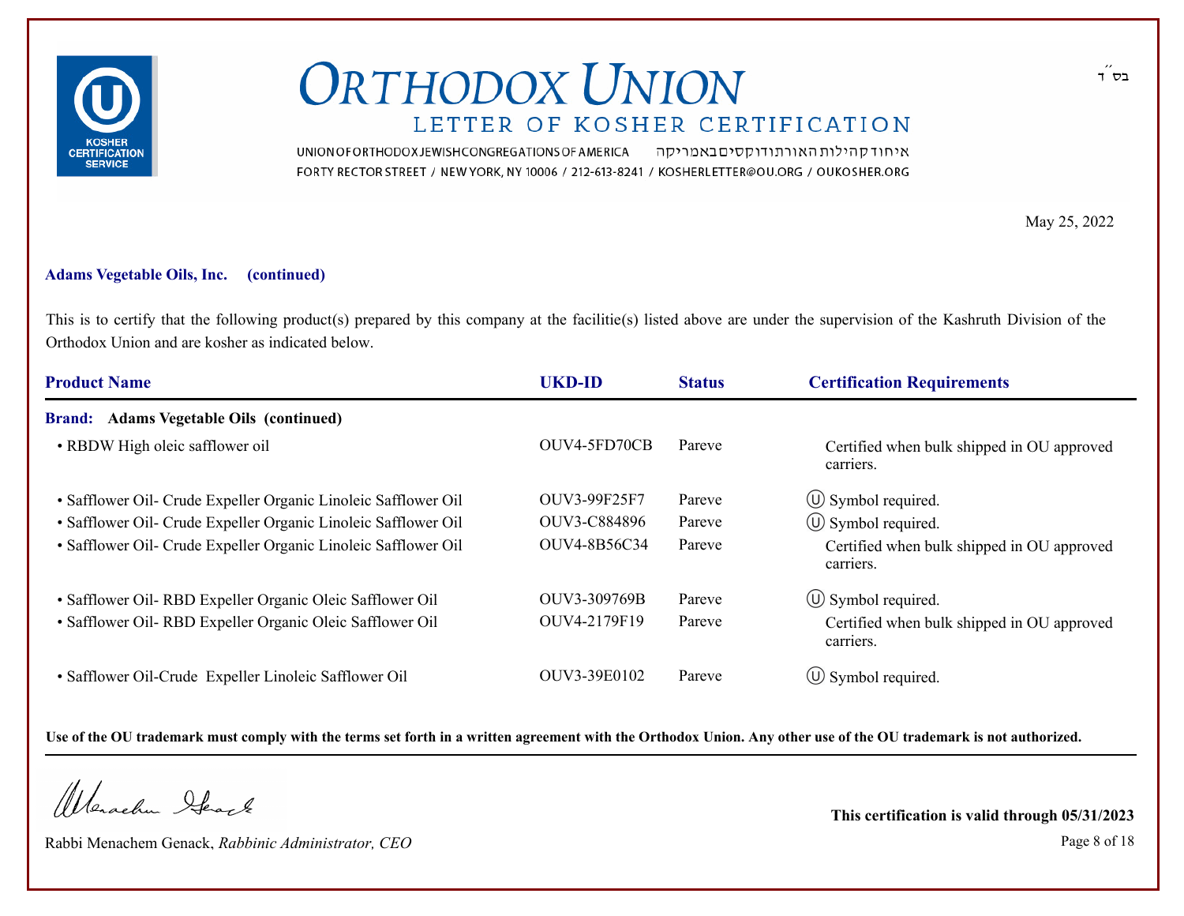# ORTHODOX UNION

## LETTER OF KOSHER CERTIFICATION

UNION OF ORTHODOX JEWISH CONGREGATIONS OF AMERICA איחוד קהילות האורתודוקסים באמריקה
FORTY RECTOR STREET / NEW YORK, NY 10006 / 212-613-8241 / KOSHERLETTER@OU.ORG / OUKOSHER.ORG

בס״ד

May 25, 2022

**Adams Vegetable Oils, Inc. (continued)**

This is to certify that the following product(s) prepared by this company at the facilitie(s) listed above are under the supervision of the Kashruth Division of the Orthodox Union and are kosher as indicated below.

| Product Name | UKD-ID | Status | Certification Requirements |
|---|---|---|---|
| **Brand: Adams Vegetable Oils (continued)** | | | |
| • RBDW High oleic safflower oil | OUV4-5FD70CB | Pareve | Certified when bulk shipped in OU approved carriers. |
| • Safflower Oil- Crude Expeller Organic Linoleic Safflower Oil | OUV3-99F25F7 | Pareve | Ⓤ Symbol required. |
| • Safflower Oil- Crude Expeller Organic Linoleic Safflower Oil | OUV3-C884896 | Pareve | Ⓤ Symbol required. |
| • Safflower Oil- Crude Expeller Organic Linoleic Safflower Oil | OUV4-8B56C34 | Pareve | Certified when bulk shipped in OU approved carriers. |
| • Safflower Oil- RBD Expeller Organic Oleic Safflower Oil | OUV3-309769B | Pareve | Ⓤ Symbol required. |
| • Safflower Oil- RBD Expeller Organic Oleic Safflower Oil | OUV4-2179F19 | Pareve | Certified when bulk shipped in OU approved carriers. |
| • Safflower Oil-Crude Expeller Linoleic Safflower Oil | OUV3-39E0102 | Pareve | Ⓤ Symbol required. |

**Use of the OU trademark must comply with the terms set forth in a written agreement with the Orthodox Union. Any other use of the OU trademark is not authorized.**

Rabbi Menachem Genack, *Rabbinic Administrator, CEO*

**This certification is valid through 05/31/2023**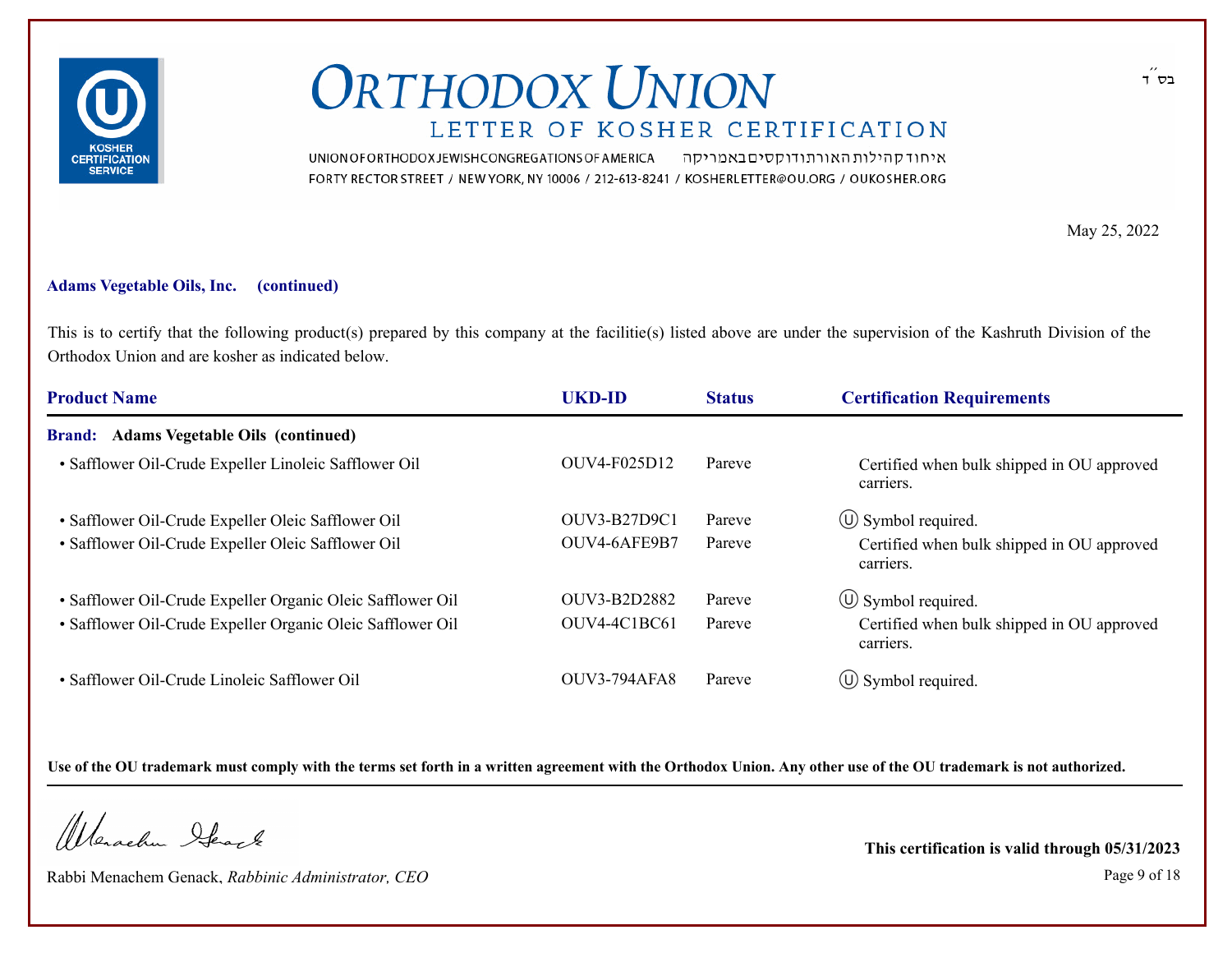# ORTHODOX UNION

## LETTER OF KOSHER CERTIFICATION

UNION OF ORTHODOX JEWISH CONGREGATIONS OF AMERICA איחוד קהילות האורתודוקסים באמריקה
FORTY RECTOR STREET / NEW YORK, NY 10006 / 212-613-8241 / KOSHERLETTER@OU.ORG / OUKOSHER.ORG

בס״ד

May 25, 2022

**Adams Vegetable Oils, Inc. (continued)**

This is to certify that the following product(s) prepared by this company at the facilitie(s) listed above are under the supervision of the Kashruth Division of the Orthodox Union and are kosher as indicated below.

| Product Name | UKD-ID | Status | Certification Requirements |
|---|---|---|---|
| **Brand: Adams Vegetable Oils (continued)** | | | |
| • Safflower Oil-Crude Expeller Linoleic Safflower Oil | OUV4-F025D12 | Pareve | Certified when bulk shipped in OU approved carriers. |
| • Safflower Oil-Crude Expeller Oleic Safflower Oil | OUV3-B27D9C1 | Pareve | Ⓤ Symbol required. |
| • Safflower Oil-Crude Expeller Oleic Safflower Oil | OUV4-6AFE9B7 | Pareve | Certified when bulk shipped in OU approved carriers. |
| • Safflower Oil-Crude Expeller Organic Oleic Safflower Oil | OUV3-B2D2882 | Pareve | Ⓤ Symbol required. |
| • Safflower Oil-Crude Expeller Organic Oleic Safflower Oil | OUV4-4C1BC61 | Pareve | Certified when bulk shipped in OU approved carriers. |
| • Safflower Oil-Crude Linoleic Safflower Oil | OUV3-794AFA8 | Pareve | Ⓤ Symbol required. |

**Use of the OU trademark must comply with the terms set forth in a written agreement with the Orthodox Union. Any other use of the OU trademark is not authorized.**

Rabbi Menachem Genack, *Rabbinic Administrator, CEO*

**This certification is valid through 05/31/2023**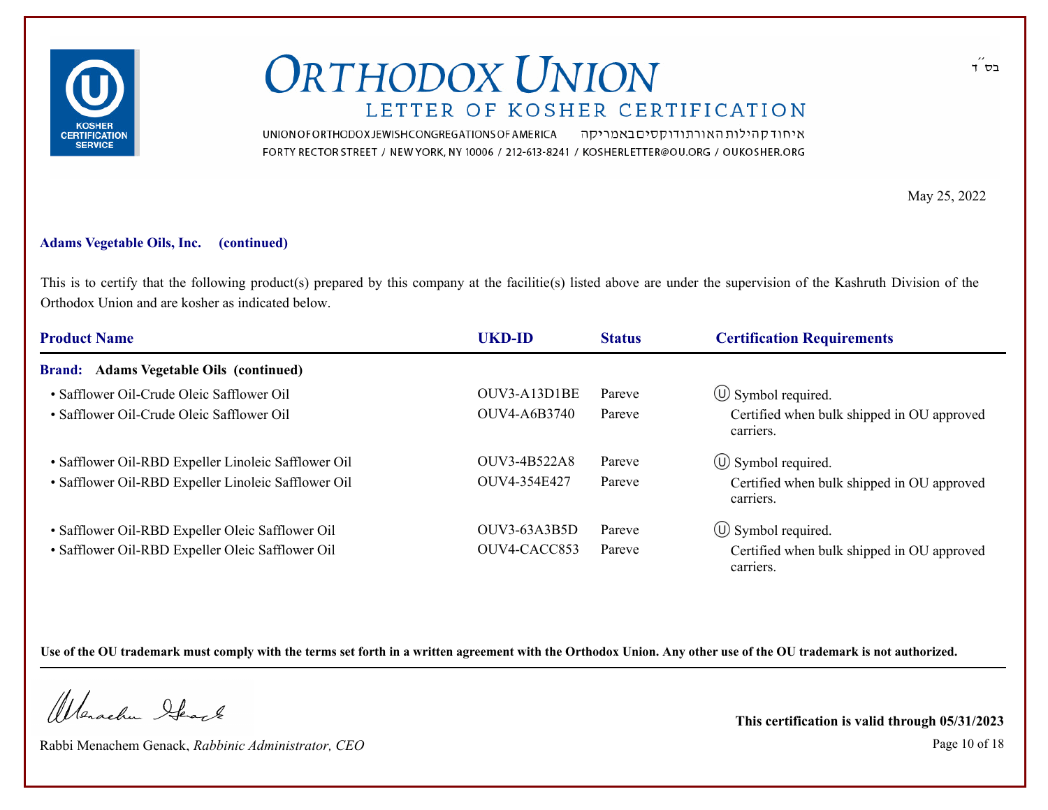בס״ד

# ORTHODOX UNION

## LETTER OF KOSHER CERTIFICATION

UNION OF ORTHODOX JEWISH CONGREGATIONS OF AMERICA איחוד קהילות האורתודוקסים באמריקה
FORTY RECTOR STREET / NEW YORK, NY 10006 / 212-613-8241 / KOSHERLETTER@OU.ORG / OUKOSHER.ORG

May 25, 2022

**Adams Vegetable Oils, Inc. (continued)**

This is to certify that the following product(s) prepared by this company at the facilitie(s) listed above are under the supervision of the Kashruth Division of the Orthodox Union and are kosher as indicated below.

| Product Name | UKD-ID | Status | Certification Requirements |
|---|---|---|---|
| **Brand: Adams Vegetable Oils (continued)** | | | |
| • Safflower Oil-Crude Oleic Safflower Oil | OUV3-A13D1BE | Pareve | Ⓤ Symbol required. |
| • Safflower Oil-Crude Oleic Safflower Oil | OUV4-A6B3740 | Pareve | Certified when bulk shipped in OU approved carriers. |
| • Safflower Oil-RBD Expeller Linoleic Safflower Oil | OUV3-4B522A8 | Pareve | Ⓤ Symbol required. |
| • Safflower Oil-RBD Expeller Linoleic Safflower Oil | OUV4-354E427 | Pareve | Certified when bulk shipped in OU approved carriers. |
| • Safflower Oil-RBD Expeller Oleic Safflower Oil | OUV3-63A3B5D | Pareve | Ⓤ Symbol required. |
| • Safflower Oil-RBD Expeller Oleic Safflower Oil | OUV4-CACC853 | Pareve | Certified when bulk shipped in OU approved carriers. |

**Use of the OU trademark must comply with the terms set forth in a written agreement with the Orthodox Union. Any other use of the OU trademark is not authorized.**

Rabbi Menachem Genack, *Rabbinic Administrator, CEO*

**This certification is valid through 05/31/2023**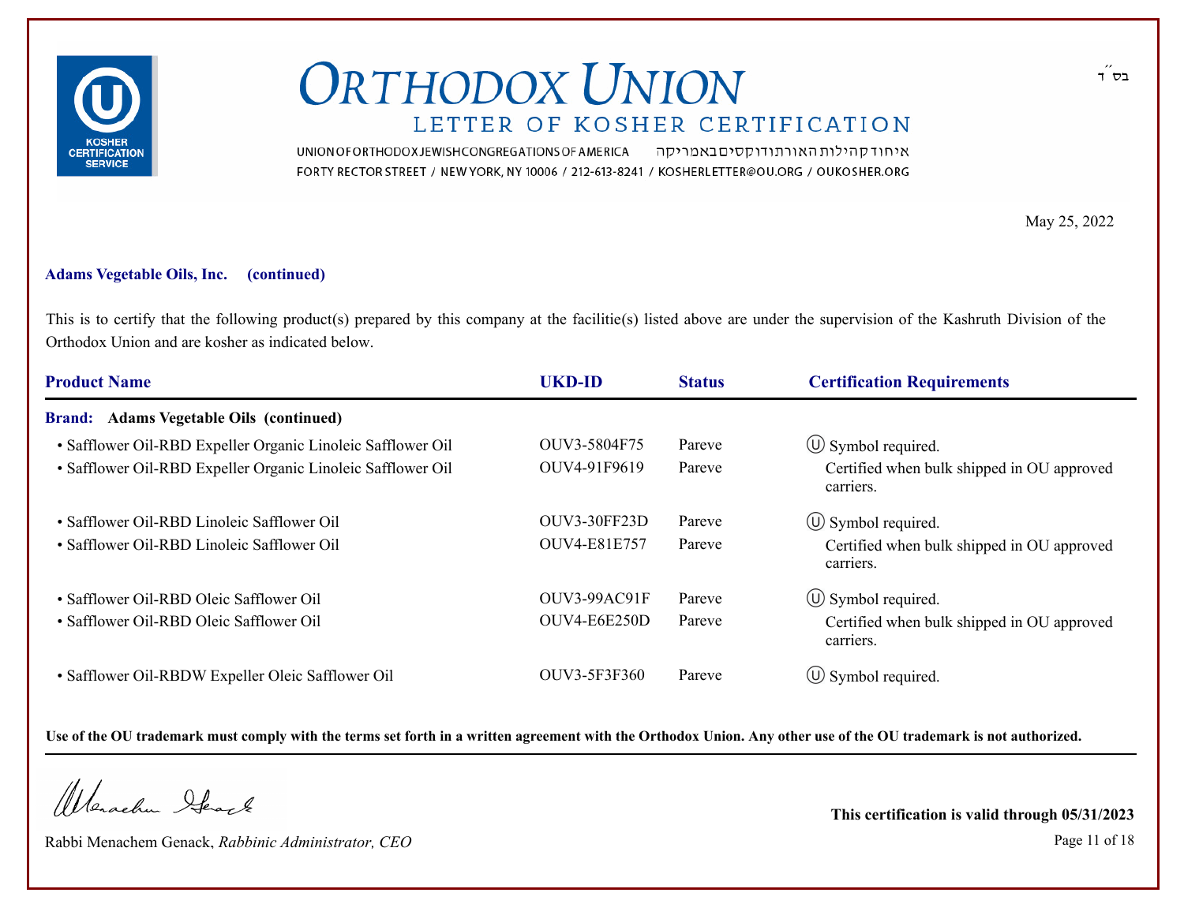בס״ד

# ORTHODOX UNION

## LETTER OF KOSHER CERTIFICATION

UNION OF ORTHODOX JEWISH CONGREGATIONS OF AMERICA איחוד קהילות האורתודוקסים באמריקה
FORTY RECTOR STREET / NEW YORK, NY 10006 / 212-613-8241 / KOSHERLETTER@OU.ORG / OUKOSHER.ORG

May 25, 2022

**Adams Vegetable Oils, Inc. (continued)**

This is to certify that the following product(s) prepared by this company at the facilitie(s) listed above are under the supervision of the Kashruth Division of the Orthodox Union and are kosher as indicated below.

| Product Name | UKD-ID | Status | Certification Requirements |
|---|---|---|---|
| **Brand: Adams Vegetable Oils (continued)** | | | |
| • Safflower Oil-RBD Expeller Organic Linoleic Safflower Oil | OUV3-5804F75 | Pareve | Ⓤ Symbol required. |
| • Safflower Oil-RBD Expeller Organic Linoleic Safflower Oil | OUV4-91F9619 | Pareve | Certified when bulk shipped in OU approved carriers. |
| • Safflower Oil-RBD Linoleic Safflower Oil | OUV3-30FF23D | Pareve | Ⓤ Symbol required. |
| • Safflower Oil-RBD Linoleic Safflower Oil | OUV4-E81E757 | Pareve | Certified when bulk shipped in OU approved carriers. |
| • Safflower Oil-RBD Oleic Safflower Oil | OUV3-99AC91F | Pareve | Ⓤ Symbol required. |
| • Safflower Oil-RBD Oleic Safflower Oil | OUV4-E6E250D | Pareve | Certified when bulk shipped in OU approved carriers. |
| • Safflower Oil-RBDW Expeller Oleic Safflower Oil | OUV3-5F3F360 | Pareve | Ⓤ Symbol required. |

**Use of the OU trademark must comply with the terms set forth in a written agreement with the Orthodox Union. Any other use of the OU trademark is not authorized.**

Rabbi Menachem Genack, *Rabbinic Administrator, CEO*

**This certification is valid through 05/31/2023**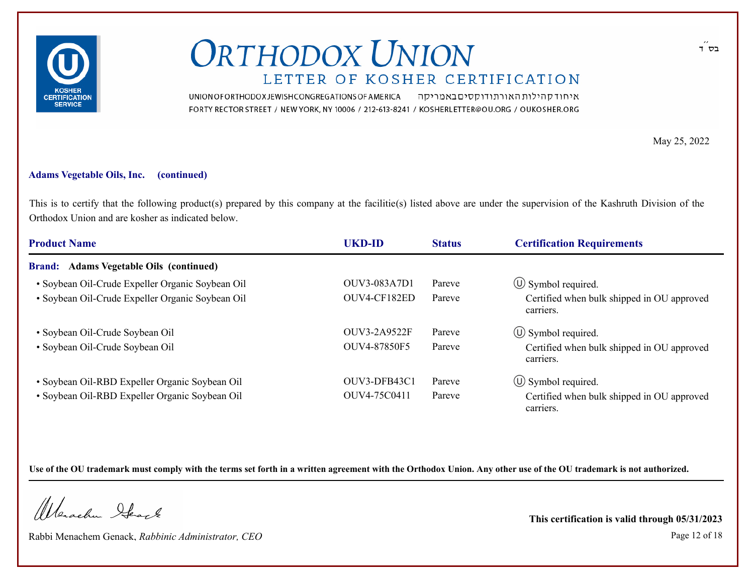# ORTHODOX UNION

## LETTER OF KOSHER CERTIFICATION

UNION OF ORTHODOX JEWISH CONGREGATIONS OF AMERICA איחוד קהילות האורתודוקסים באמריקה
FORTY RECTOR STREET / NEW YORK, NY 10006 / 212-613-8241 / KOSHERLETTER@OU.ORG / OUKOSHER.ORG

בס״ד

May 25, 2022

**Adams Vegetable Oils, Inc. (continued)**

This is to certify that the following product(s) prepared by this company at the facilitie(s) listed above are under the supervision of the Kashruth Division of the Orthodox Union and are kosher as indicated below.

| Product Name | UKD-ID | Status | Certification Requirements |
|---|---|---|---|
| **Brand: Adams Vegetable Oils (continued)** | | | |
| • Soybean Oil-Crude Expeller Organic Soybean Oil | OUV3-083A7D1 | Pareve | Ⓤ Symbol required. |
| • Soybean Oil-Crude Expeller Organic Soybean Oil | OUV4-CF182ED | Pareve | Certified when bulk shipped in OU approved carriers. |
| • Soybean Oil-Crude Soybean Oil | OUV3-2A9522F | Pareve | Ⓤ Symbol required. |
| • Soybean Oil-Crude Soybean Oil | OUV4-87850F5 | Pareve | Certified when bulk shipped in OU approved carriers. |
| • Soybean Oil-RBD Expeller Organic Soybean Oil | OUV3-DFB43C1 | Pareve | Ⓤ Symbol required. |
| • Soybean Oil-RBD Expeller Organic Soybean Oil | OUV4-75C0411 | Pareve | Certified when bulk shipped in OU approved carriers. |

**Use of the OU trademark must comply with the terms set forth in a written agreement with the Orthodox Union. Any other use of the OU trademark is not authorized.**

Rabbi Menachem Genack, *Rabbinic Administrator, CEO*

**This certification is valid through 05/31/2023**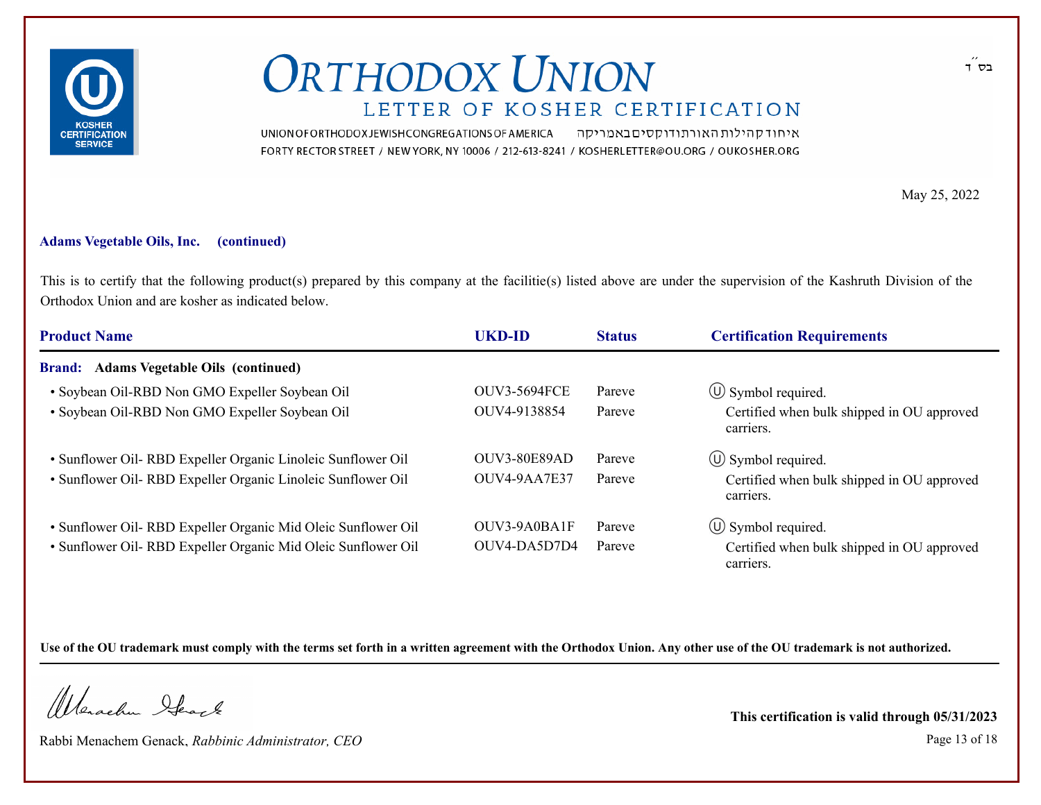# ORTHODOX UNION

## LETTER OF KOSHER CERTIFICATION

UNION OF ORTHODOX JEWISH CONGREGATIONS OF AMERICA איחוד קהילות האורתודוקסים באמריקה
FORTY RECTOR STREET / NEW YORK, NY 10006 / 212-613-8241 / KOSHERLETTER@OU.ORG / OUKOSHER.ORG

בס״ד

May 25, 2022

**Adams Vegetable Oils, Inc. (continued)**

This is to certify that the following product(s) prepared by this company at the facilitie(s) listed above are under the supervision of the Kashruth Division of the Orthodox Union and are kosher as indicated below.

| Product Name | UKD-ID | Status | Certification Requirements |
|---|---|---|---|
| **Brand: Adams Vegetable Oils (continued)** | | | |
| • Soybean Oil-RBD Non GMO Expeller Soybean Oil | OUV3-5694FCE | Pareve | Ⓤ Symbol required. |
| • Soybean Oil-RBD Non GMO Expeller Soybean Oil | OUV4-9138854 | Pareve | Certified when bulk shipped in OU approved carriers. |
| • Sunflower Oil- RBD Expeller Organic Linoleic Sunflower Oil | OUV3-80E89AD | Pareve | Ⓤ Symbol required. |
| • Sunflower Oil- RBD Expeller Organic Linoleic Sunflower Oil | OUV4-9AA7E37 | Pareve | Certified when bulk shipped in OU approved carriers. |
| • Sunflower Oil- RBD Expeller Organic Mid Oleic Sunflower Oil | OUV3-9A0BA1F | Pareve | Ⓤ Symbol required. |
| • Sunflower Oil- RBD Expeller Organic Mid Oleic Sunflower Oil | OUV4-DA5D7D4 | Pareve | Certified when bulk shipped in OU approved carriers. |

**Use of the OU trademark must comply with the terms set forth in a written agreement with the Orthodox Union. Any other use of the OU trademark is not authorized.**

Rabbi Menachem Genack, *Rabbinic Administrator, CEO*

**This certification is valid through 05/31/2023**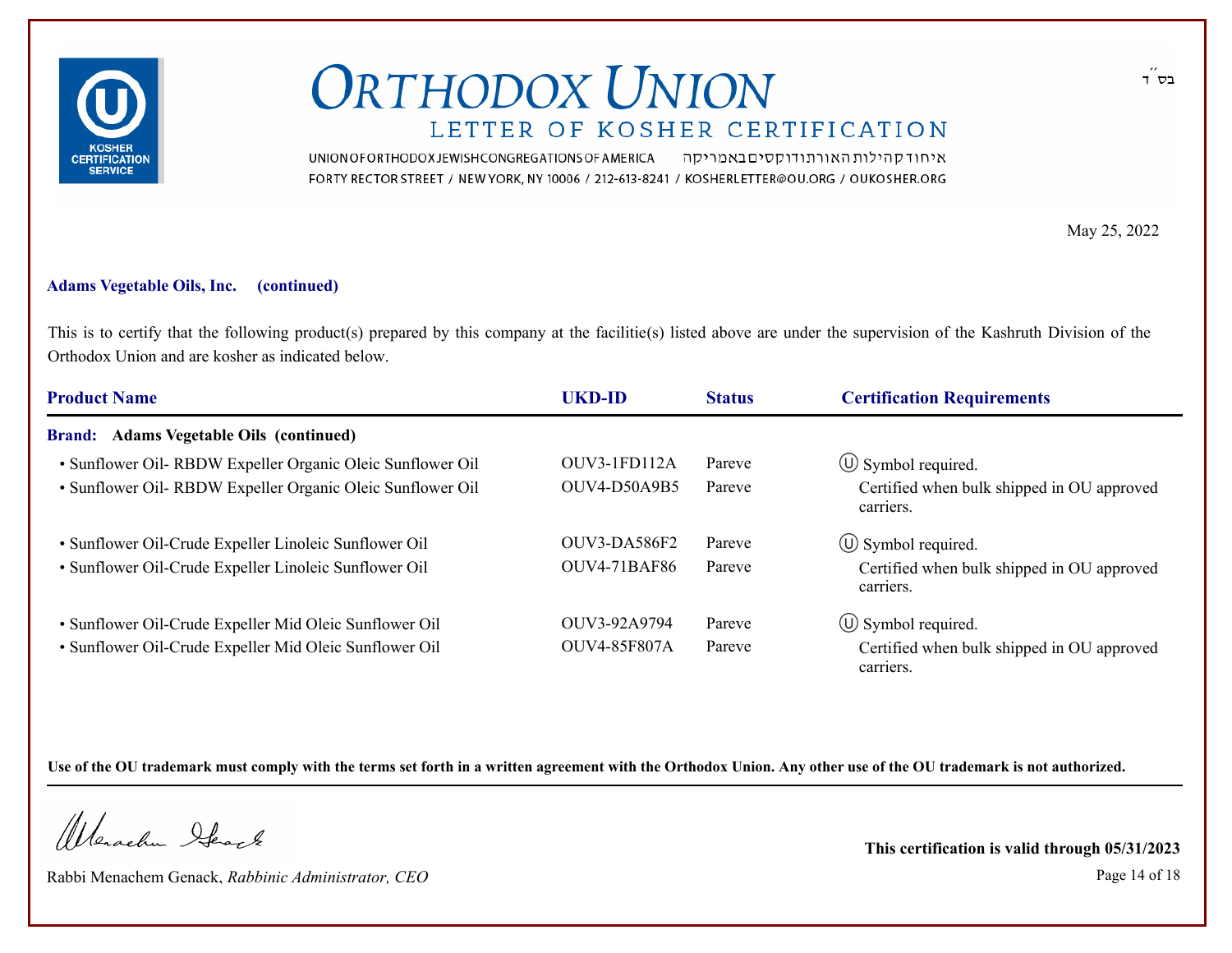# ORTHODOX UNION

## LETTER OF KOSHER CERTIFICATION

בס״ד

UNION OF ORTHODOX JEWISH CONGREGATIONS OF AMERICA איחוד קהילות האורתודוקסים באמריקה
FORTY RECTOR STREET / NEW YORK, NY 10006 / 212-613-8241 / KOSHERLETTER@OU.ORG / OUKOSHER.ORG

May 25, 2022

**Adams Vegetable Oils, Inc. (continued)**

This is to certify that the following product(s) prepared by this company at the facilitie(s) listed above are under the supervision of the Kashruth Division of the Orthodox Union and are kosher as indicated below.

| Product Name | UKD-ID | Status | Certification Requirements |
|---|---|---|---|
| **Brand: Adams Vegetable Oils (continued)** | | | |
| • Sunflower Oil- RBDW Expeller Organic Oleic Sunflower Oil | OUV3-1FD112A | Pareve | Ⓤ Symbol required. |
| • Sunflower Oil- RBDW Expeller Organic Oleic Sunflower Oil | OUV4-D50A9B5 | Pareve | Certified when bulk shipped in OU approved carriers. |
| • Sunflower Oil-Crude Expeller Linoleic Sunflower Oil | OUV3-DA586F2 | Pareve | Ⓤ Symbol required. |
| • Sunflower Oil-Crude Expeller Linoleic Sunflower Oil | OUV4-71BAF86 | Pareve | Certified when bulk shipped in OU approved carriers. |
| • Sunflower Oil-Crude Expeller Mid Oleic Sunflower Oil | OUV3-92A9794 | Pareve | Ⓤ Symbol required. |
| • Sunflower Oil-Crude Expeller Mid Oleic Sunflower Oil | OUV4-85F807A | Pareve | Certified when bulk shipped in OU approved carriers. |

**Use of the OU trademark must comply with the terms set forth in a written agreement with the Orthodox Union. Any other use of the OU trademark is not authorized.**

Rabbi Menachem Genack, *Rabbinic Administrator, CEO*

**This certification is valid through 05/31/2023**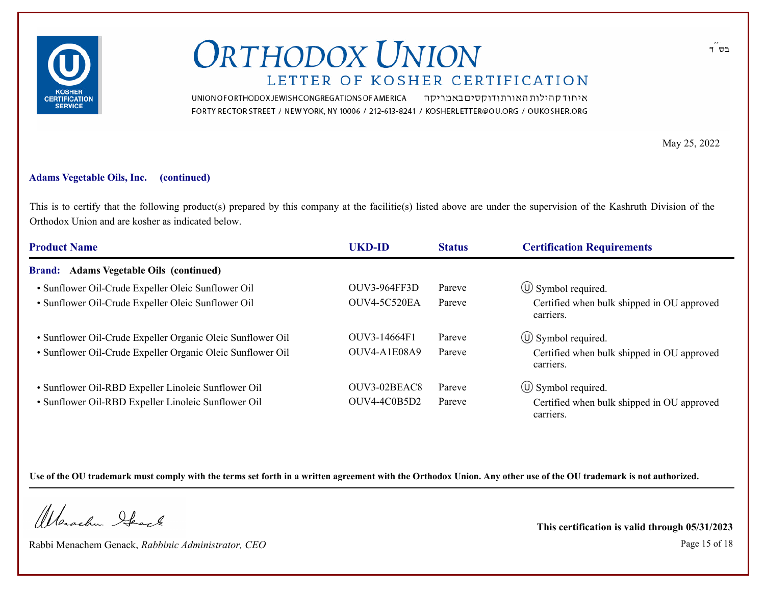בס״ד

# ORTHODOX UNION

## LETTER OF KOSHER CERTIFICATION

UNION OF ORTHODOX JEWISH CONGREGATIONS OF AMERICA איחוד קהילות האורתודוקסים באמריקה
FORTY RECTOR STREET / NEW YORK, NY 10006 / 212-613-8241 / KOSHERLETTER@OU.ORG / OUKOSHER.ORG

May 25, 2022

**Adams Vegetable Oils, Inc. (continued)**

This is to certify that the following product(s) prepared by this company at the facilitie(s) listed above are under the supervision of the Kashruth Division of the Orthodox Union and are kosher as indicated below.

| Product Name | UKD-ID | Status | Certification Requirements |
|---|---|---|---|
| **Brand: Adams Vegetable Oils (continued)** | | | |
| • Sunflower Oil-Crude Expeller Oleic Sunflower Oil | OUV3-964FF3D | Pareve | Ⓤ Symbol required. |
| • Sunflower Oil-Crude Expeller Oleic Sunflower Oil | OUV4-5C520EA | Pareve | Certified when bulk shipped in OU approved carriers. |
| • Sunflower Oil-Crude Expeller Organic Oleic Sunflower Oil | OUV3-14664F1 | Pareve | Ⓤ Symbol required. |
| • Sunflower Oil-Crude Expeller Organic Oleic Sunflower Oil | OUV4-A1E08A9 | Pareve | Certified when bulk shipped in OU approved carriers. |
| • Sunflower Oil-RBD Expeller Linoleic Sunflower Oil | OUV3-02BEAC8 | Pareve | Ⓤ Symbol required. |
| • Sunflower Oil-RBD Expeller Linoleic Sunflower Oil | OUV4-4C0B5D2 | Pareve | Certified when bulk shipped in OU approved carriers. |

**Use of the OU trademark must comply with the terms set forth in a written agreement with the Orthodox Union. Any other use of the OU trademark is not authorized.**

Rabbi Menachem Genack, *Rabbinic Administrator, CEO*

**This certification is valid through 05/31/2023**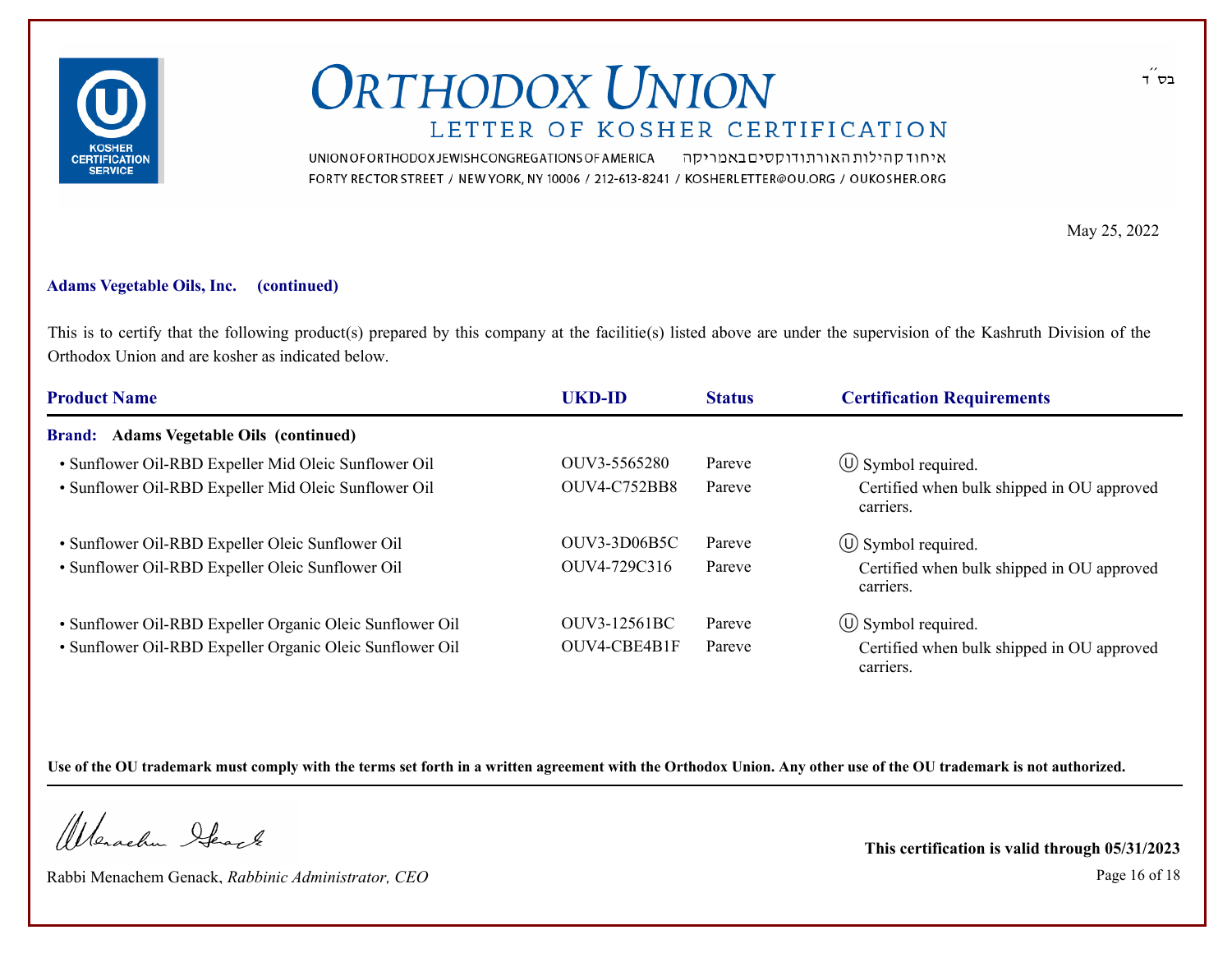בס״ד

# ORTHODOX UNION

## LETTER OF KOSHER CERTIFICATION

UNION OF ORTHODOX JEWISH CONGREGATIONS OF AMERICA איחוד קהילות האורתודוקסים באמריקה
FORTY RECTOR STREET / NEW YORK, NY 10006 / 212-613-8241 / KOSHERLETTER@OU.ORG / OUKOSHER.ORG

May 25, 2022

**Adams Vegetable Oils, Inc. (continued)**

This is to certify that the following product(s) prepared by this company at the facilitie(s) listed above are under the supervision of the Kashruth Division of the Orthodox Union and are kosher as indicated below.

| Product Name | UKD-ID | Status | Certification Requirements |
|---|---|---|---|
| **Brand: Adams Vegetable Oils (continued)** | | | |
| • Sunflower Oil-RBD Expeller Mid Oleic Sunflower Oil | OUV3-5565280 | Pareve | Ⓤ Symbol required. |
| • Sunflower Oil-RBD Expeller Mid Oleic Sunflower Oil | OUV4-C752BB8 | Pareve | Certified when bulk shipped in OU approved carriers. |
| • Sunflower Oil-RBD Expeller Oleic Sunflower Oil | OUV3-3D06B5C | Pareve | Ⓤ Symbol required. |
| • Sunflower Oil-RBD Expeller Oleic Sunflower Oil | OUV4-729C316 | Pareve | Certified when bulk shipped in OU approved carriers. |
| • Sunflower Oil-RBD Expeller Organic Oleic Sunflower Oil | OUV3-12561BC | Pareve | Ⓤ Symbol required. |
| • Sunflower Oil-RBD Expeller Organic Oleic Sunflower Oil | OUV4-CBE4B1F | Pareve | Certified when bulk shipped in OU approved carriers. |

**Use of the OU trademark must comply with the terms set forth in a written agreement with the Orthodox Union. Any other use of the OU trademark is not authorized.**

Rabbi Menachem Genack, *Rabbinic Administrator, CEO*

**This certification is valid through 05/31/2023**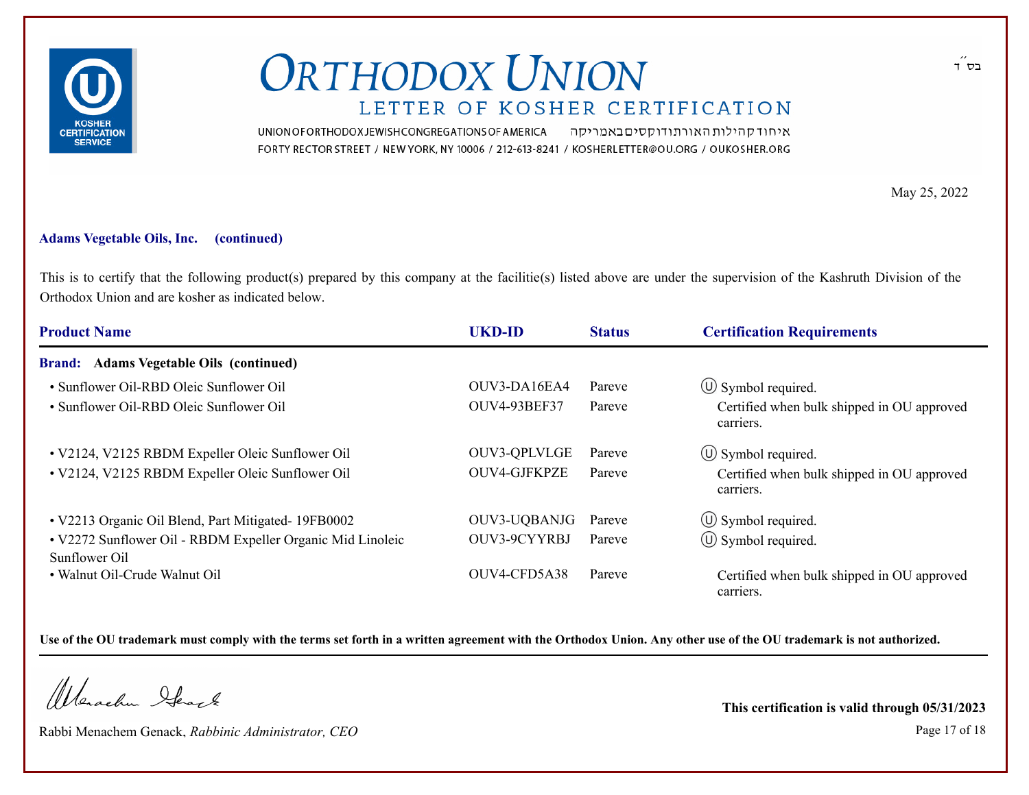בס״ד

# ORTHODOX UNION

## LETTER OF KOSHER CERTIFICATION

UNION OF ORTHODOX JEWISH CONGREGATIONS OF AMERICA איחוד קהילות האורתודוקסים באמריקה
FORTY RECTOR STREET / NEW YORK, NY 10006 / 212-613-8241 / KOSHERLETTER@OU.ORG / OUKOSHER.ORG

May 25, 2022

**Adams Vegetable Oils, Inc. (continued)**

This is to certify that the following product(s) prepared by this company at the facilitie(s) listed above are under the supervision of the Kashruth Division of the Orthodox Union and are kosher as indicated below.

| Product Name | UKD-ID | Status | Certification Requirements |
|---|---|---|---|
| **Brand: Adams Vegetable Oils (continued)** | | | |
| • Sunflower Oil-RBD Oleic Sunflower Oil | OUV3-DA16EA4 | Pareve | Ⓤ Symbol required. |
| • Sunflower Oil-RBD Oleic Sunflower Oil | OUV4-93BEF37 | Pareve | Certified when bulk shipped in OU approved carriers. |
| • V2124, V2125 RBDM Expeller Oleic Sunflower Oil | OUV3-QPLVLGE | Pareve | Ⓤ Symbol required. |
| • V2124, V2125 RBDM Expeller Oleic Sunflower Oil | OUV4-GJFKPZE | Pareve | Certified when bulk shipped in OU approved carriers. |
| • V2213 Organic Oil Blend, Part Mitigated- 19FB0002 | OUV3-UQBANJG | Pareve | Ⓤ Symbol required. |
| • V2272 Sunflower Oil - RBDM Expeller Organic Mid Linoleic Sunflower Oil | OUV3-9CYYRBJ | Pareve | Ⓤ Symbol required. |
| • Walnut Oil-Crude Walnut Oil | OUV4-CFD5A38 | Pareve | Certified when bulk shipped in OU approved carriers. |

**Use of the OU trademark must comply with the terms set forth in a written agreement with the Orthodox Union. Any other use of the OU trademark is not authorized.**

Rabbi Menachem Genack, *Rabbinic Administrator, CEO*

**This certification is valid through 05/31/2023**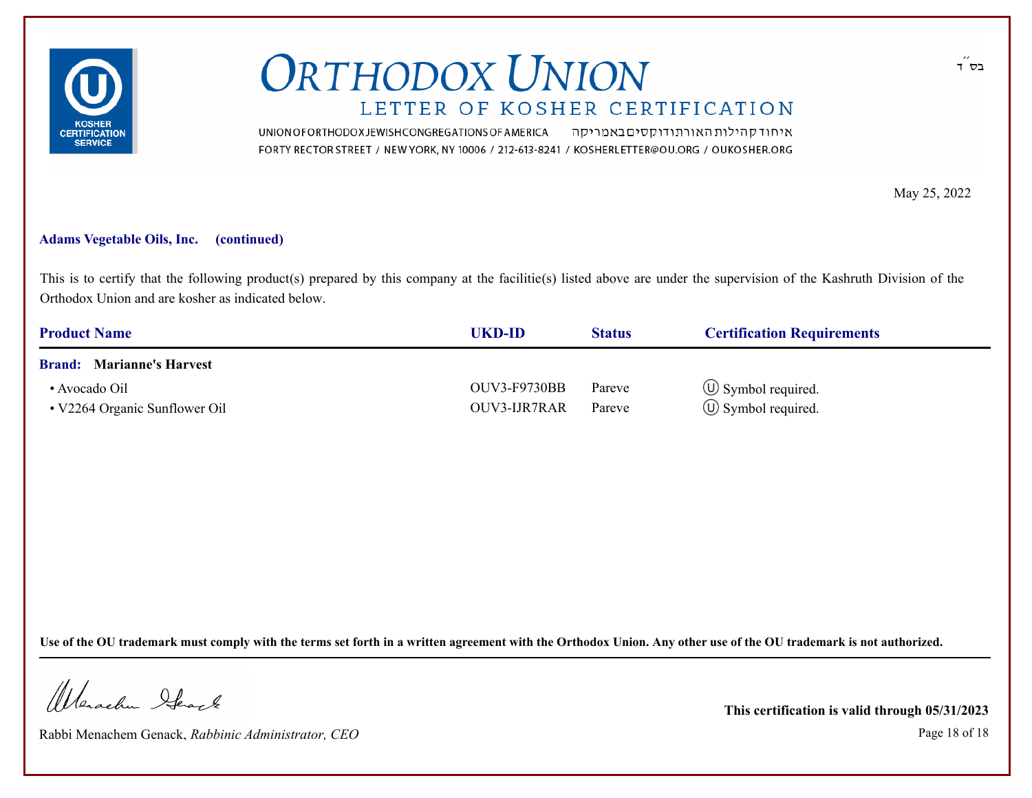בס״ד

# ORTHODOX UNION

## LETTER OF KOSHER CERTIFICATION

UNION OF ORTHODOX JEWISH CONGREGATIONS OF AMERICA איחוד קהילות האורתודוקסים באמריקה

FORTY RECTOR STREET / NEW YORK, NY 10006 / 212-613-8241 / KOSHERLETTER@OU.ORG / OUKOSHER.ORG

May 25, 2022

**Adams Vegetable Oils, Inc. (continued)**

This is to certify that the following product(s) prepared by this company at the facilitie(s) listed above are under the supervision of the Kashruth Division of the Orthodox Union and are kosher as indicated below.

| Product Name | UKD-ID | Status | Certification Requirements |
|---|---|---|---|
| **Brand: Marianne's Harvest** | | | |
| • Avocado Oil | OUV3-F9730BB | Pareve | Ⓤ Symbol required. |
| • V2264 Organic Sunflower Oil | OUV3-IJR7RAR | Pareve | Ⓤ Symbol required. |

**Use of the OU trademark must comply with the terms set forth in a written agreement with the Orthodox Union. Any other use of the OU trademark is not authorized.**

Rabbi Menachem Genack, *Rabbinic Administrator, CEO*

**This certification is valid through 05/31/2023**